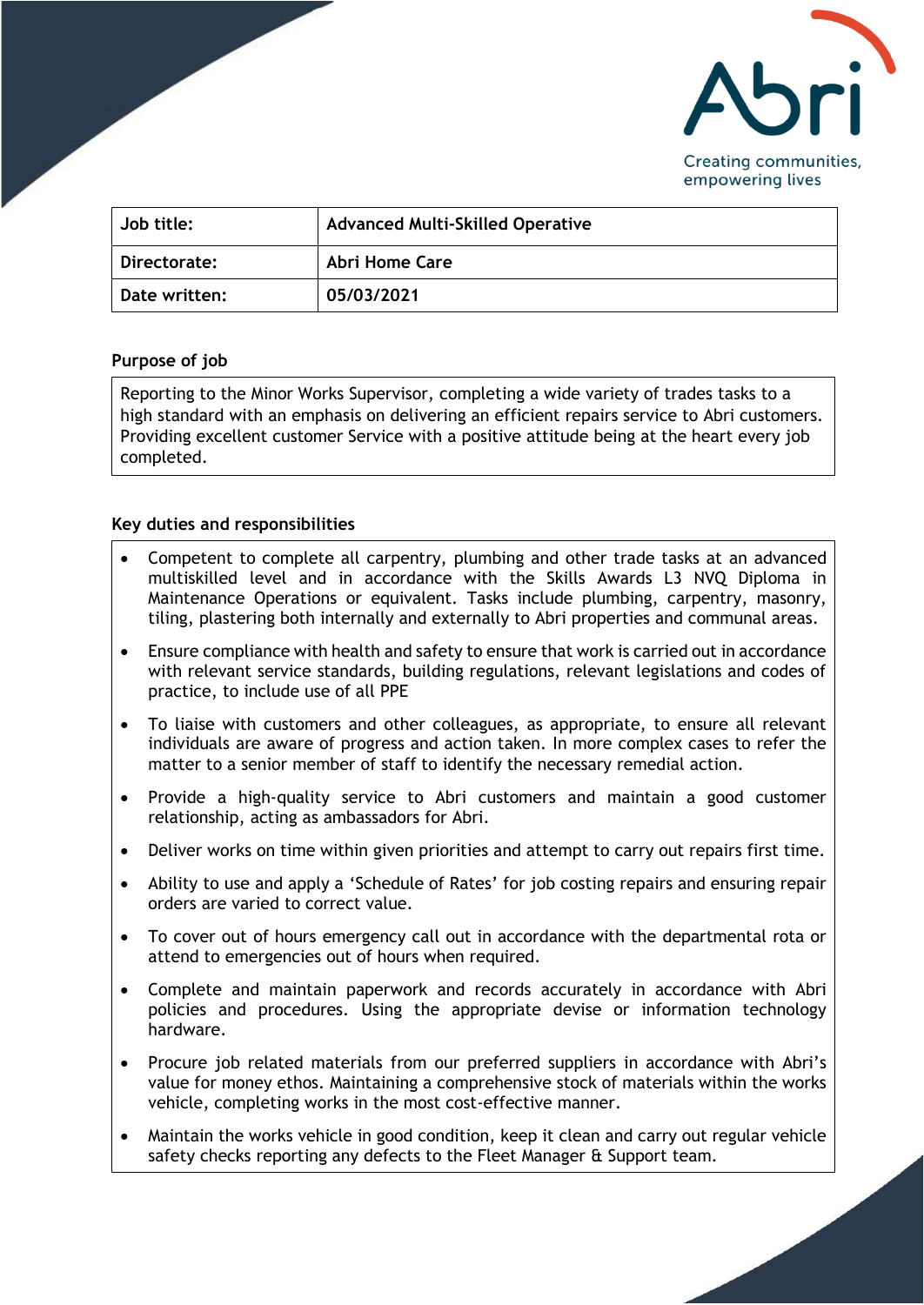Abri

Creating communities, empowering lives

| Job title: | Advanced Multi-Skilled Operative |
|---|---|
| Directorate: | Abri Home Care |
| Date written: | 05/03/2021 |

**Purpose of job**

Reporting to the Minor Works Supervisor, completing a wide variety of trades tasks to a high standard with an emphasis on delivering an efficient repairs service to Abri customers. Providing excellent customer Service with a positive attitude being at the heart every job completed.

**Key duties and responsibilities**

- Competent to complete all carpentry, plumbing and other trade tasks at an advanced multiskilled level and in accordance with the Skills Awards L3 NVQ Diploma in Maintenance Operations or equivalent. Tasks include plumbing, carpentry, masonry, tiling, plastering both internally and externally to Abri properties and communal areas.
- Ensure compliance with health and safety to ensure that work is carried out in accordance with relevant service standards, building regulations, relevant legislations and codes of practice, to include use of all PPE
- To liaise with customers and other colleagues, as appropriate, to ensure all relevant individuals are aware of progress and action taken. In more complex cases to refer the matter to a senior member of staff to identify the necessary remedial action.
- Provide a high-quality service to Abri customers and maintain a good customer relationship, acting as ambassadors for Abri.
- Deliver works on time within given priorities and attempt to carry out repairs first time.
- Ability to use and apply a 'Schedule of Rates' for job costing repairs and ensuring repair orders are varied to correct value.
- To cover out of hours emergency call out in accordance with the departmental rota or attend to emergencies out of hours when required.
- Complete and maintain paperwork and records accurately in accordance with Abri policies and procedures. Using the appropriate devise or information technology hardware.
- Procure job related materials from our preferred suppliers in accordance with Abri's value for money ethos. Maintaining a comprehensive stock of materials within the works vehicle, completing works in the most cost-effective manner.
- Maintain the works vehicle in good condition, keep it clean and carry out regular vehicle safety checks reporting any defects to the Fleet Manager & Support team.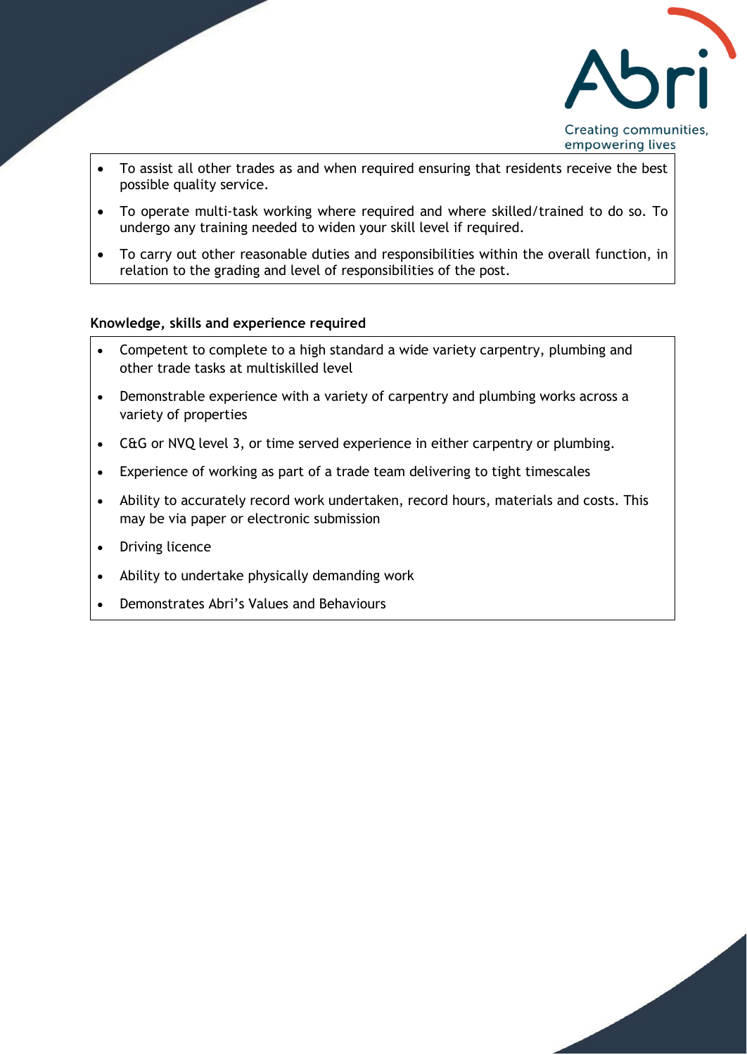- To assist all other trades as and when required ensuring that residents receive the best possible quality service.
- To operate multi-task working where required and where skilled/trained to do so. To undergo any training needed to widen your skill level if required.
- To carry out other reasonable duties and responsibilities within the overall function, in relation to the grading and level of responsibilities of the post.

**Knowledge, skills and experience required**

- Competent to complete to a high standard a wide variety carpentry, plumbing and other trade tasks at multiskilled level
- Demonstrable experience with a variety of carpentry and plumbing works across a variety of properties
- C&G or NVQ level 3, or time served experience in either carpentry or plumbing.
- Experience of working as part of a trade team delivering to tight timescales
- Ability to accurately record work undertaken, record hours, materials and costs. This may be via paper or electronic submission
- Driving licence
- Ability to undertake physically demanding work
- Demonstrates Abri's Values and Behaviours